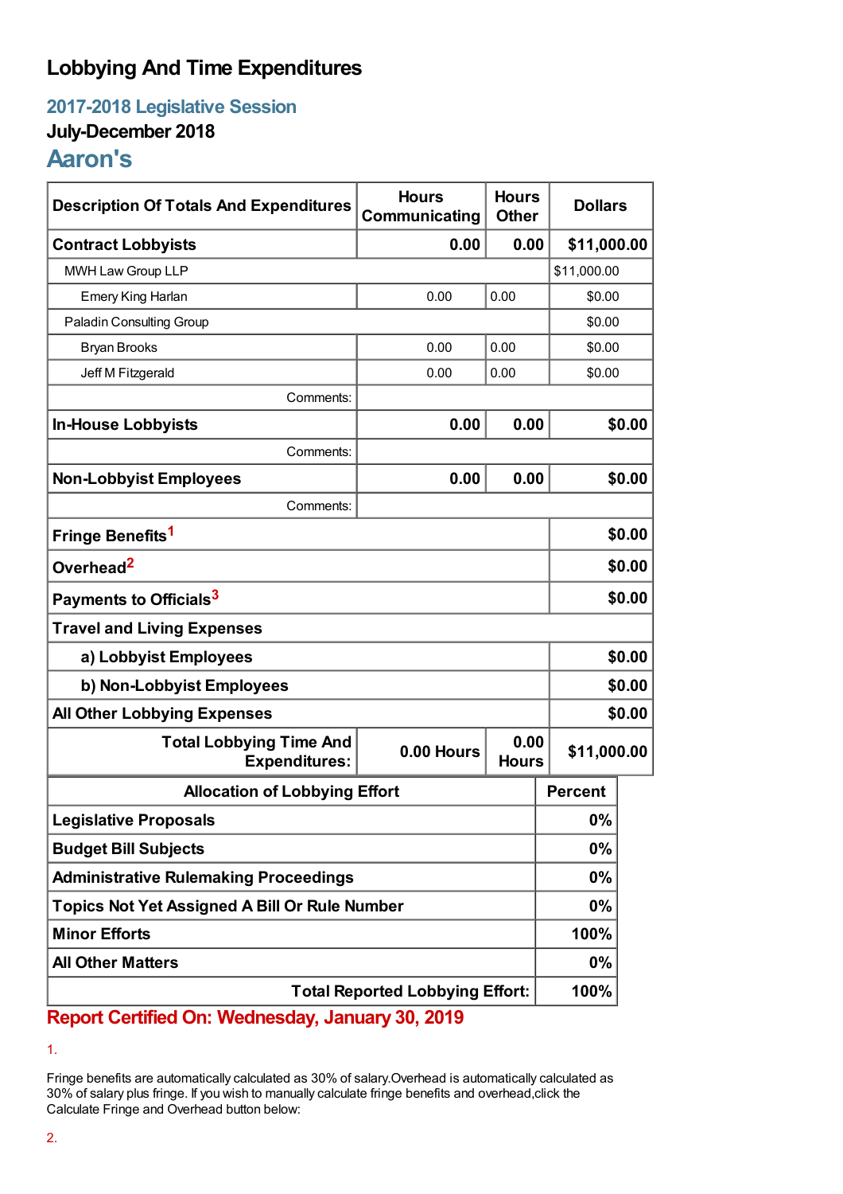# Lobbying And Time Expenditures

## 2017-2018 Legislative Session

### July-December 2018

## Aaron's

| Description Of Totals And Expenditures | Hours Communicating | Hours Other | Dollars |
|---|---|---|---|
| **Contract Lobbyists** | **0.00** | **0.00** | **$11,000.00** |
| MWH Law Group LLP | | | $11,000.00 |
| Emery King Harlan | 0.00 | 0.00 | $0.00 |
| Paladin Consulting Group | | | $0.00 |
| Bryan Brooks | 0.00 | 0.00 | $0.00 |
| Jeff M Fitzgerald | 0.00 | 0.00 | $0.00 |
| Comments: | | | |
| **In-House Lobbyists** | **0.00** | **0.00** | **$0.00** |
| Comments: | | | |
| **Non-Lobbyist Employees** | **0.00** | **0.00** | **$0.00** |
| Comments: | | | |
| **Fringe Benefits[1]** | | | **$0.00** |
| **Overhead[2]** | | | **$0.00** |
| **Payments to Officials[3]** | | | **$0.00** |
| **Travel and Living Expenses** | | | |
| **a) Lobbyist Employees** | | | **$0.00** |
| **b) Non-Lobbyist Employees** | | | **$0.00** |
| **All Other Lobbying Expenses** | | | **$0.00** |
| **Total Lobbying Time And Expenditures:** | **0.00 Hours** | **0.00 Hours** | **$11,000.00** |

| Allocation of Lobbying Effort | Percent |
|---|---|
| **Legislative Proposals** | **0%** |
| **Budget Bill Subjects** | **0%** |
| **Administrative Rulemaking Proceedings** | **0%** |
| **Topics Not Yet Assigned A Bill Or Rule Number** | **0%** |
| **Minor Efforts** | **100%** |
| **All Other Matters** | **0%** |
| **Total Reported Lobbying Effort:** | **100%** |

**Report Certified On: Wednesday, January 30, 2019**

1.

Fringe benefits are automatically calculated as 30% of salary.Overhead is automatically calculated as 30% of salary plus fringe. If you wish to manually calculate fringe benefits and overhead,click the Calculate Fringe and Overhead button below:

2.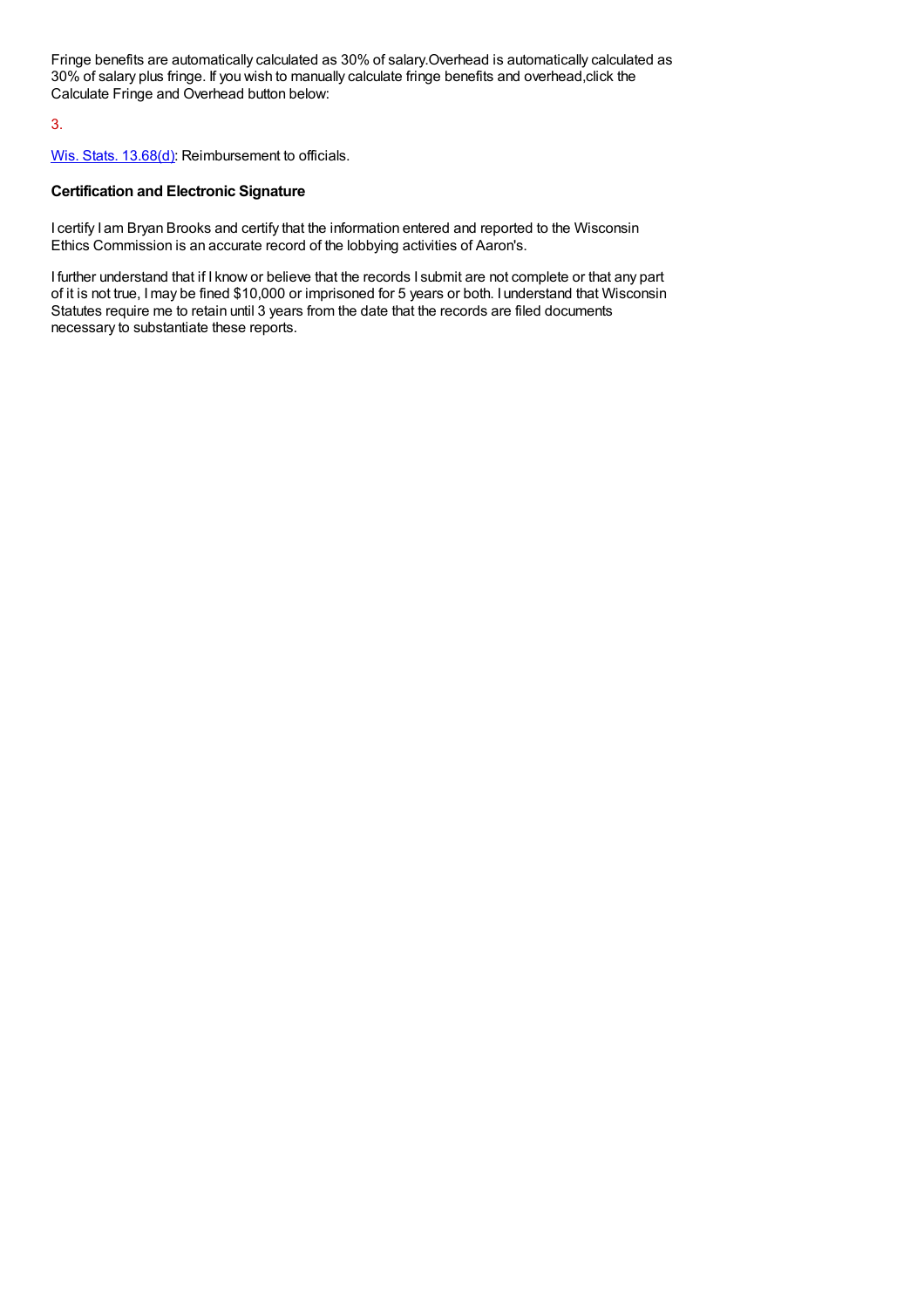Fringe benefits are automatically calculated as 30% of salary.Overhead is automatically calculated as 30% of salary plus fringe. If you wish to manually calculate fringe benefits and overhead,click the Calculate Fringe and Overhead button below:

3.

Wis. Stats. 13.68(d): Reimbursement to officials.

**Certification and Electronic Signature**

I certify I am Bryan Brooks and certify that the information entered and reported to the Wisconsin Ethics Commission is an accurate record of the lobbying activities of Aaron's.

I further understand that if I know or believe that the records I submit are not complete or that any part of it is not true, I may be fined $10,000 or imprisoned for 5 years or both. I understand that Wisconsin Statutes require me to retain until 3 years from the date that the records are filed documents necessary to substantiate these reports.